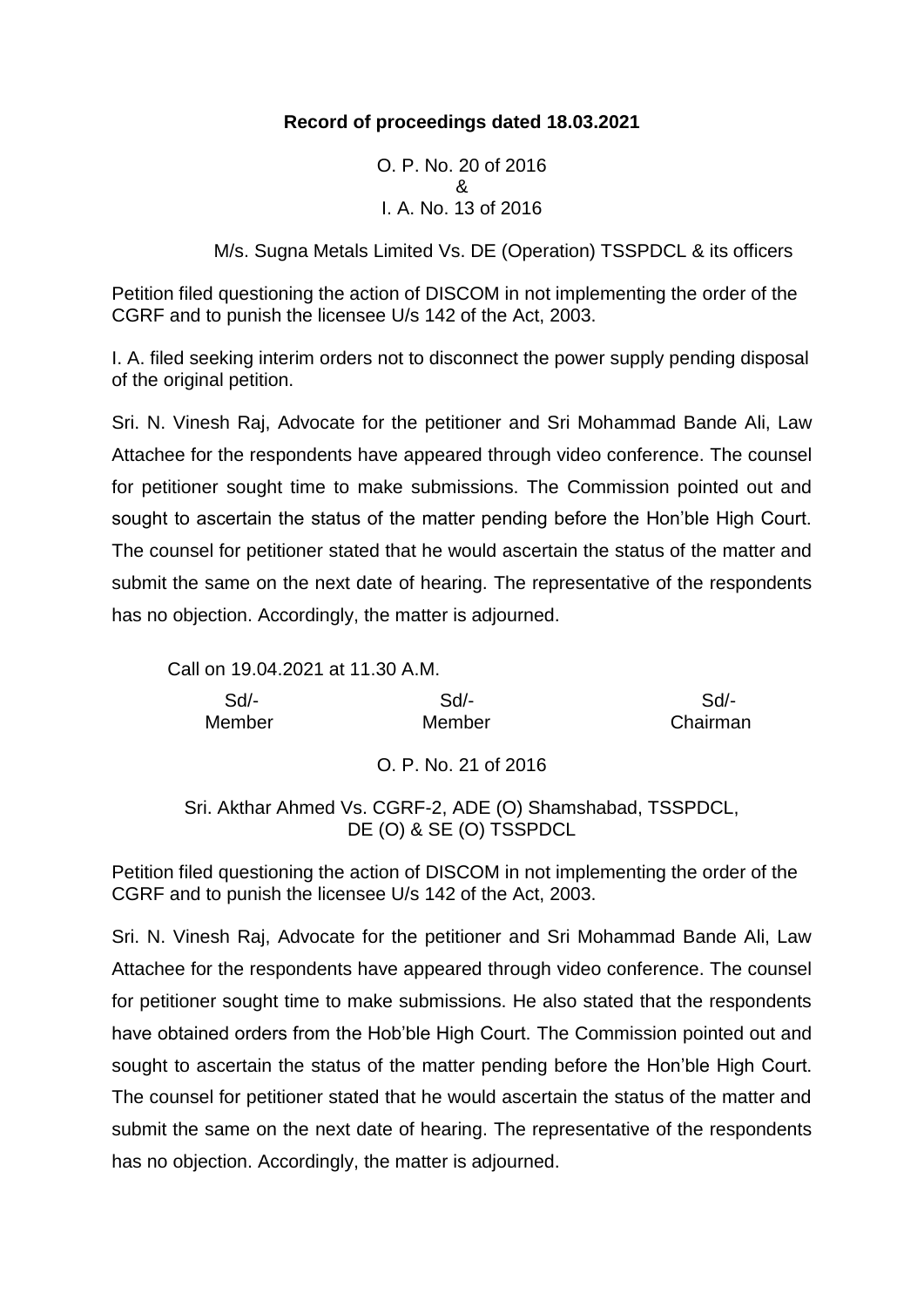**Record of proceedings dated 18.03.2021**

O. P. No. 20 of 2016
&
I. A. No. 13 of 2016

M/s. Sugna Metals Limited Vs. DE (Operation) TSSPDCL & its officers

Petition filed questioning the action of DISCOM in not implementing the order of the CGRF and to punish the licensee U/s 142 of the Act, 2003.

I. A. filed seeking interim orders not to disconnect the power supply pending disposal of the original petition.

Sri. N. Vinesh Raj, Advocate for the petitioner and Sri Mohammad Bande Ali, Law Attachee for the respondents have appeared through video conference. The counsel for petitioner sought time to make submissions. The Commission pointed out and sought to ascertain the status of the matter pending before the Hon'ble High Court. The counsel for petitioner stated that he would ascertain the status of the matter and submit the same on the next date of hearing. The representative of the respondents has no objection. Accordingly, the matter is adjourned.

Call on 19.04.2021 at 11.30 A.M.

| Sd/- | Sd/- | Sd/- |
|---|---|---|
| Member | Member | Chairman |

O. P. No. 21 of 2016

Sri. Akthar Ahmed Vs. CGRF-2, ADE (O) Shamshabad, TSSPDCL, DE (O) & SE (O) TSSPDCL

Petition filed questioning the action of DISCOM in not implementing the order of the CGRF and to punish the licensee U/s 142 of the Act, 2003.

Sri. N. Vinesh Raj, Advocate for the petitioner and Sri Mohammad Bande Ali, Law Attachee for the respondents have appeared through video conference. The counsel for petitioner sought time to make submissions. He also stated that the respondents have obtained orders from the Hob'ble High Court. The Commission pointed out and sought to ascertain the status of the matter pending before the Hon'ble High Court. The counsel for petitioner stated that he would ascertain the status of the matter and submit the same on the next date of hearing. The representative of the respondents has no objection. Accordingly, the matter is adjourned.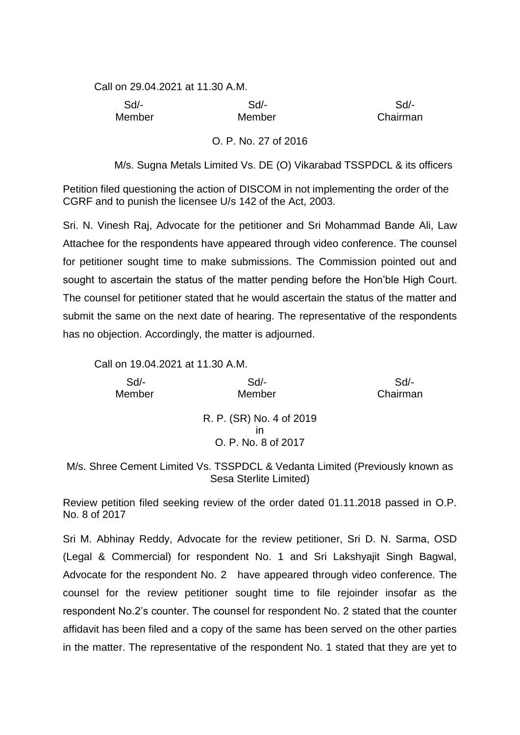Call on 29.04.2021 at 11.30 A.M.

| Sd/- | Sd/- | Sd/- |
|---|---|---|
| Member | Member | Chairman |

O. P. No. 27 of 2016

M/s. Sugna Metals Limited Vs. DE (O) Vikarabad TSSPDCL & its officers

Petition filed questioning the action of DISCOM in not implementing the order of the CGRF and to punish the licensee U/s 142 of the Act, 2003.

Sri. N. Vinesh Raj, Advocate for the petitioner and Sri Mohammad Bande Ali, Law Attachee for the respondents have appeared through video conference. The counsel for petitioner sought time to make submissions. The Commission pointed out and sought to ascertain the status of the matter pending before the Hon'ble High Court. The counsel for petitioner stated that he would ascertain the status of the matter and submit the same on the next date of hearing. The representative of the respondents has no objection. Accordingly, the matter is adjourned.

Call on 19.04.2021 at 11.30 A.M.

| Sd/- | Sd/- | Sd/- |
|---|---|---|
| Member | Member | Chairman |

R. P. (SR) No. 4 of 2019
in
O. P. No. 8 of 2017

M/s. Shree Cement Limited Vs. TSSPDCL & Vedanta Limited (Previously known as Sesa Sterlite Limited)

Review petition filed seeking review of the order dated 01.11.2018 passed in O.P. No. 8 of 2017

Sri M. Abhinay Reddy, Advocate for the review petitioner, Sri D. N. Sarma, OSD (Legal & Commercial) for respondent No. 1 and Sri Lakshyajit Singh Bagwal, Advocate for the respondent No. 2 have appeared through video conference. The counsel for the review petitioner sought time to file rejoinder insofar as the respondent No.2's counter. The counsel for respondent No. 2 stated that the counter affidavit has been filed and a copy of the same has been served on the other parties in the matter. The representative of the respondent No. 1 stated that they are yet to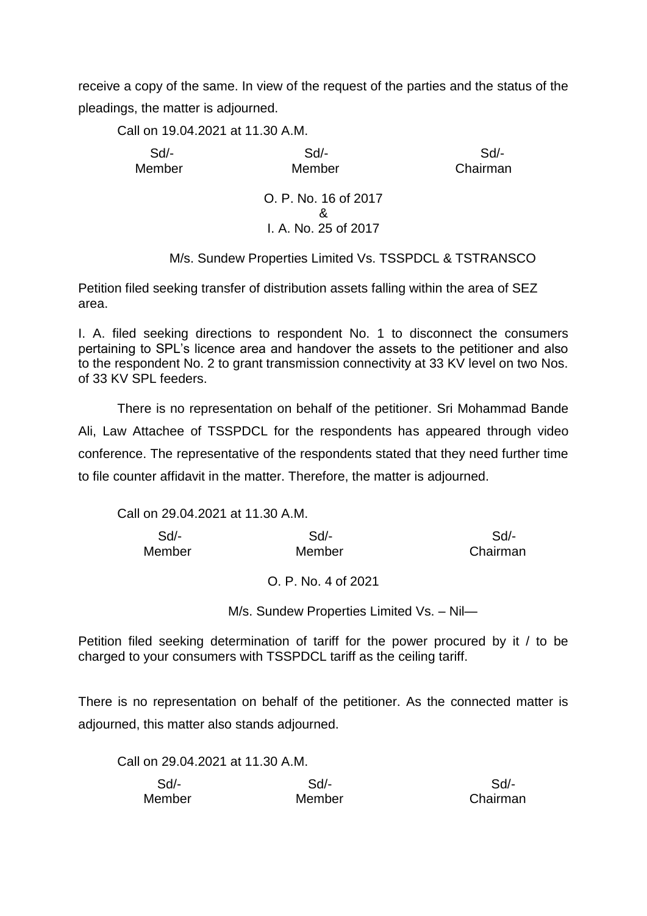receive a copy of the same. In view of the request of the parties and the status of the pleadings, the matter is adjourned.

Call on 19.04.2021 at 11.30 A.M.

| Sd/- | Sd/- | Sd/- |
|---|---|---|
| Member | Member | Chairman |

O. P. No. 16 of 2017
&
I. A. No. 25 of 2017

M/s. Sundew Properties Limited Vs. TSSPDCL & TSTRANSCO

Petition filed seeking transfer of distribution assets falling within the area of SEZ area.

I. A. filed seeking directions to respondent No. 1 to disconnect the consumers pertaining to SPL's licence area and handover the assets to the petitioner and also to the respondent No. 2 to grant transmission connectivity at 33 KV level on two Nos. of 33 KV SPL feeders.

There is no representation on behalf of the petitioner. Sri Mohammad Bande Ali, Law Attachee of TSSPDCL for the respondents has appeared through video conference. The representative of the respondents stated that they need further time to file counter affidavit in the matter. Therefore, the matter is adjourned.

Call on 29.04.2021 at 11.30 A.M.

| Sd/- | Sd/- | Sd/- |
|---|---|---|
| Member | Member | Chairman |

O. P. No. 4 of 2021

M/s. Sundew Properties Limited Vs. – Nil—

Petition filed seeking determination of tariff for the power procured by it / to be charged to your consumers with TSSPDCL tariff as the ceiling tariff.

There is no representation on behalf of the petitioner. As the connected matter is adjourned, this matter also stands adjourned.

Call on 29.04.2021 at 11.30 A.M.

| Sd/- | Sd/- | Sd/- |
|---|---|---|
| Member | Member | Chairman |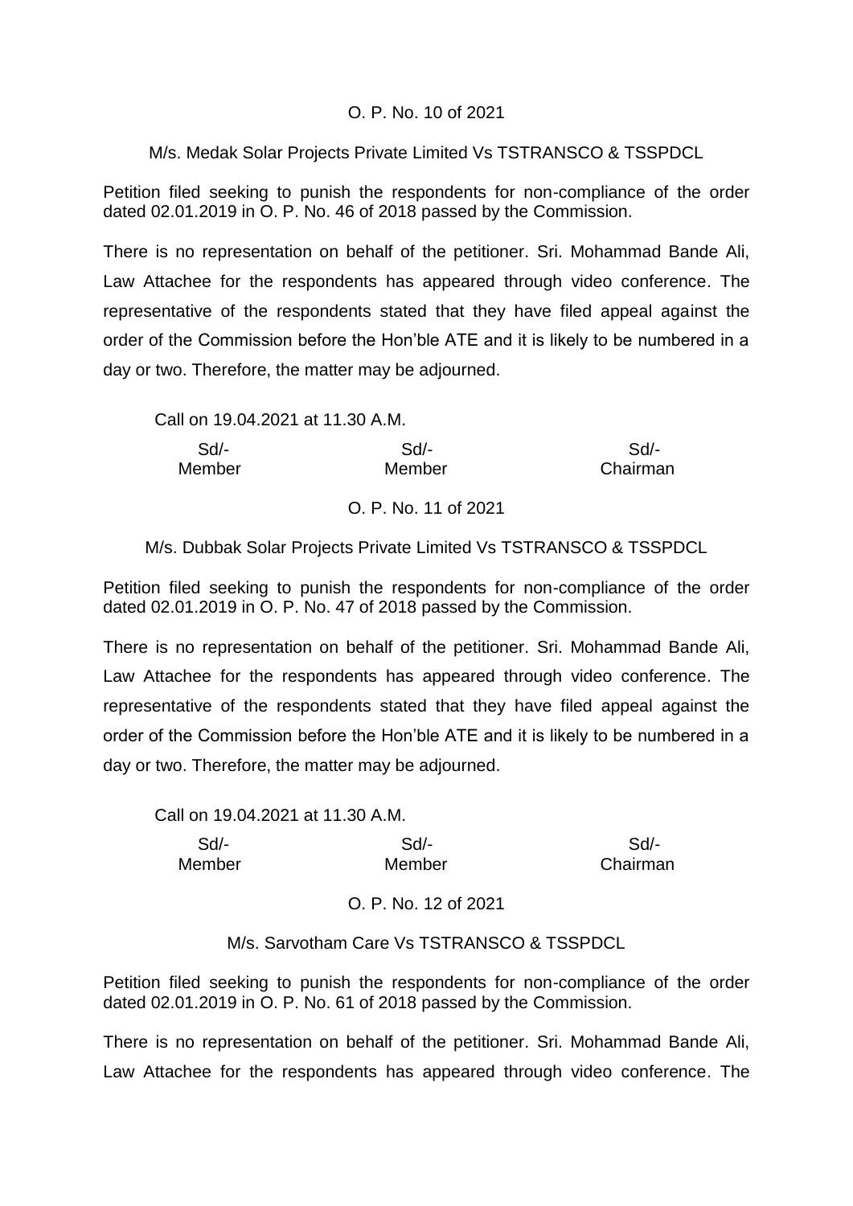O. P. No. 10 of 2021

M/s. Medak Solar Projects Private Limited Vs TSTRANSCO & TSSPDCL

Petition filed seeking to punish the respondents for non-compliance of the order dated 02.01.2019 in O. P. No. 46 of 2018 passed by the Commission.

There is no representation on behalf of the petitioner. Sri. Mohammad Bande Ali, Law Attachee for the respondents has appeared through video conference. The representative of the respondents stated that they have filed appeal against the order of the Commission before the Hon'ble ATE and it is likely to be numbered in a day or two. Therefore, the matter may be adjourned.

Call on 19.04.2021 at 11.30 A.M.

| Sd/- | Sd/- | Sd/- |
|---|---|---|
| Member | Member | Chairman |

O. P. No. 11 of 2021

M/s. Dubbak Solar Projects Private Limited Vs TSTRANSCO & TSSPDCL

Petition filed seeking to punish the respondents for non-compliance of the order dated 02.01.2019 in O. P. No. 47 of 2018 passed by the Commission.

There is no representation on behalf of the petitioner. Sri. Mohammad Bande Ali, Law Attachee for the respondents has appeared through video conference. The representative of the respondents stated that they have filed appeal against the order of the Commission before the Hon'ble ATE and it is likely to be numbered in a day or two. Therefore, the matter may be adjourned.

Call on 19.04.2021 at 11.30 A.M.

| Sd/- | Sd/- | Sd/- |
|---|---|---|
| Member | Member | Chairman |

O. P. No. 12 of 2021

M/s. Sarvotham Care Vs TSTRANSCO & TSSPDCL

Petition filed seeking to punish the respondents for non-compliance of the order dated 02.01.2019 in O. P. No. 61 of 2018 passed by the Commission.

There is no representation on behalf of the petitioner. Sri. Mohammad Bande Ali, Law Attachee for the respondents has appeared through video conference. The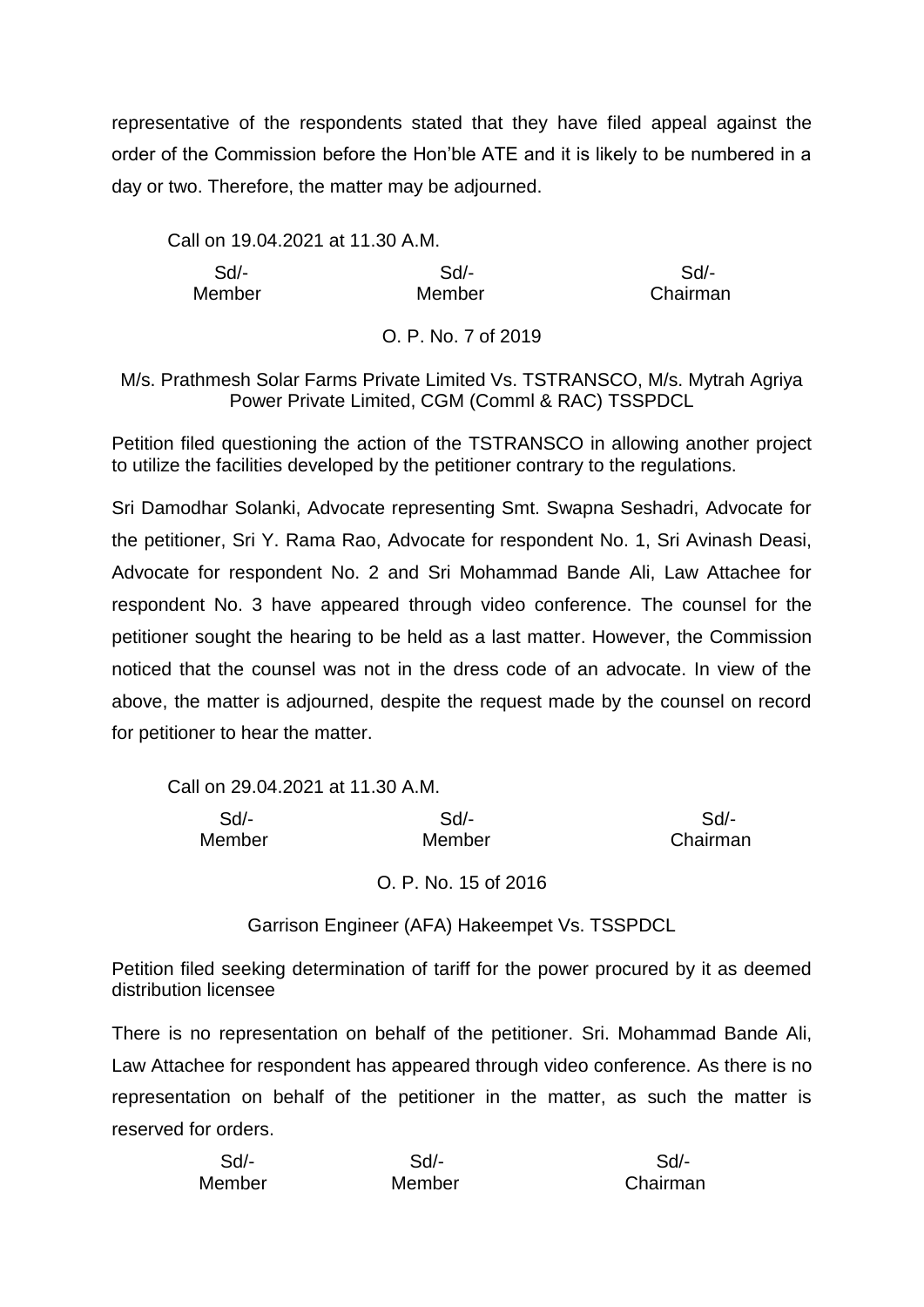representative of the respondents stated that they have filed appeal against the order of the Commission before the Hon'ble ATE and it is likely to be numbered in a day or two. Therefore, the matter may be adjourned.

Call on 19.04.2021 at 11.30 A.M.

| Sd/- | Sd/- | Sd/- |
|---|---|---|
| Member | Member | Chairman |

O. P. No. 7 of 2019

M/s. Prathmesh Solar Farms Private Limited Vs. TSTRANSCO, M/s. Mytrah Agriya Power Private Limited, CGM (Comml & RAC) TSSPDCL

Petition filed questioning the action of the TSTRANSCO in allowing another project to utilize the facilities developed by the petitioner contrary to the regulations.

Sri Damodhar Solanki, Advocate representing Smt. Swapna Seshadri, Advocate for the petitioner, Sri Y. Rama Rao, Advocate for respondent No. 1, Sri Avinash Deasi, Advocate for respondent No. 2 and Sri Mohammad Bande Ali, Law Attachee for respondent No. 3 have appeared through video conference. The counsel for the petitioner sought the hearing to be held as a last matter. However, the Commission noticed that the counsel was not in the dress code of an advocate. In view of the above, the matter is adjourned, despite the request made by the counsel on record for petitioner to hear the matter.

Call on 29.04.2021 at 11.30 A.M.

| Sd/- | Sd/- | Sd/- |
|---|---|---|
| Member | Member | Chairman |

O. P. No. 15 of 2016

Garrison Engineer (AFA) Hakeempet Vs. TSSPDCL

Petition filed seeking determination of tariff for the power procured by it as deemed distribution licensee

There is no representation on behalf of the petitioner. Sri. Mohammad Bande Ali, Law Attachee for respondent has appeared through video conference. As there is no representation on behalf of the petitioner in the matter, as such the matter is reserved for orders.

| Sd/- | Sd/- | Sd/- |
|---|---|---|
| Member | Member | Chairman |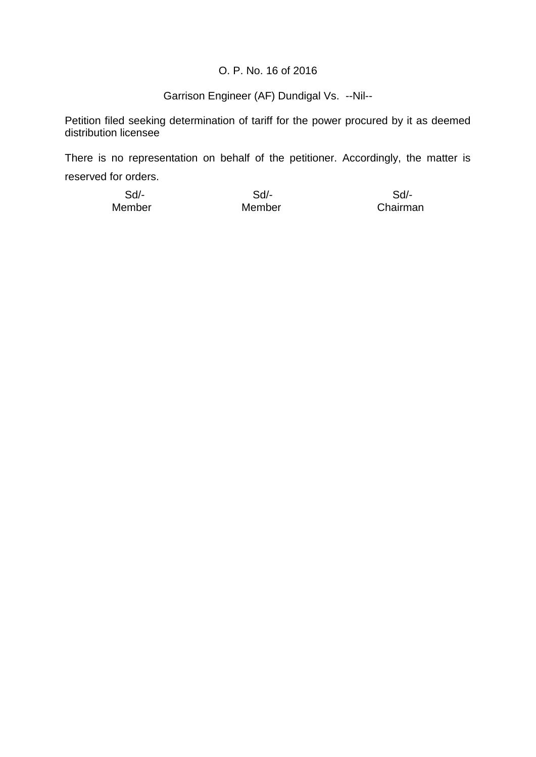O. P. No. 16 of 2016

Garrison Engineer (AF) Dundigal Vs. --Nil--

Petition filed seeking determination of tariff for the power procured by it as deemed distribution licensee

There is no representation on behalf of the petitioner. Accordingly, the matter is reserved for orders.

| | | |
|---|---|---|
| Sd/- | Sd/- | Sd/- |
| Member | Member | Chairman |